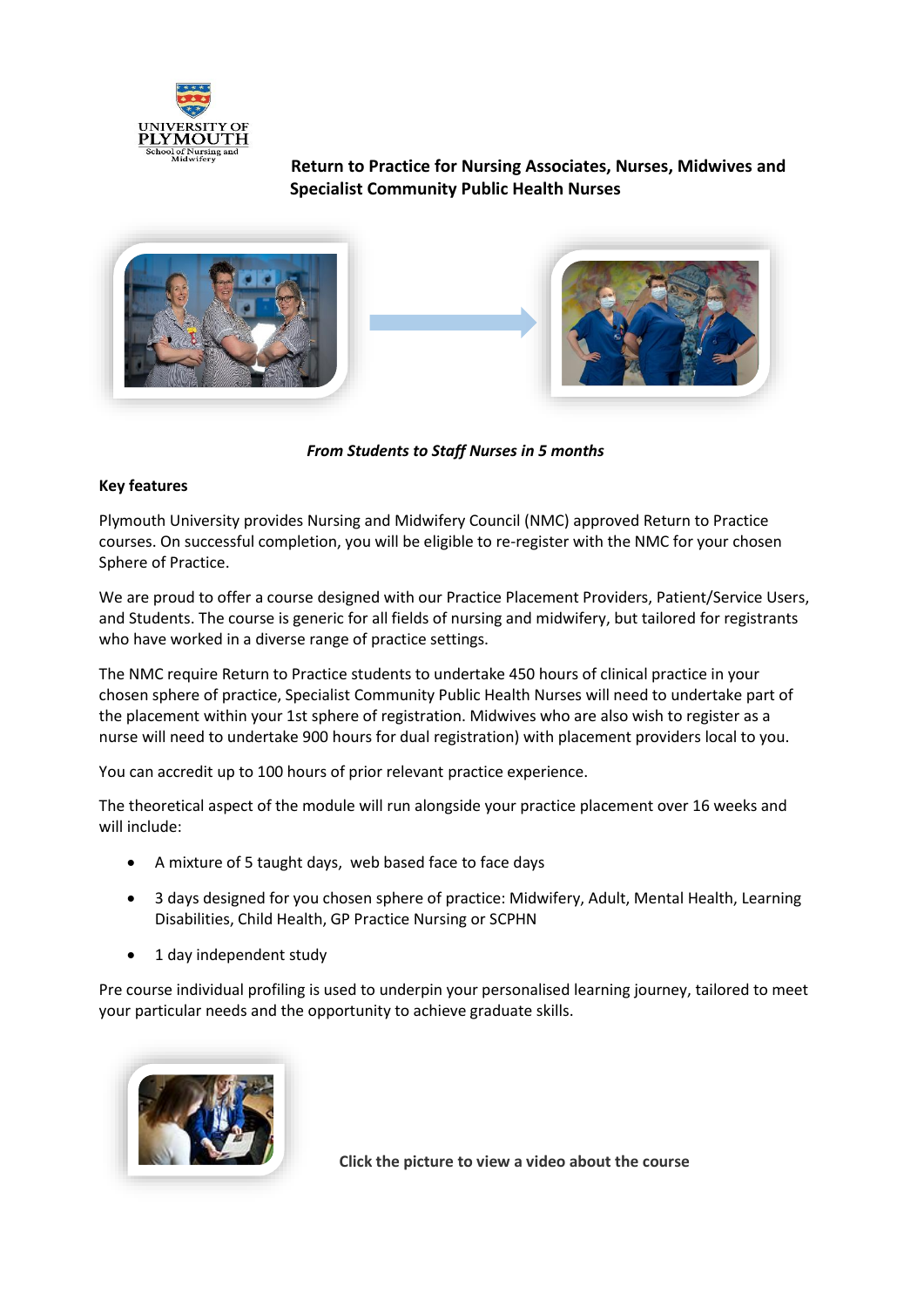# Return to Practice for Nursing Associates, Nurses, Midwives and Specialist Community Public Health Nurses

***From Students to Staff Nurses in 5 months***

**Key features**

Plymouth University provides Nursing and Midwifery Council (NMC) approved Return to Practice courses. On successful completion, you will be eligible to re-register with the NMC for your chosen Sphere of Practice.

We are proud to offer a course designed with our Practice Placement Providers, Patient/Service Users, and Students. The course is generic for all fields of nursing and midwifery, but tailored for registrants who have worked in a diverse range of practice settings.

The NMC require Return to Practice students to undertake 450 hours of clinical practice in your chosen sphere of practice, Specialist Community Public Health Nurses will need to undertake part of the placement within your 1st sphere of registration. Midwives who are also wish to register as a nurse will need to undertake 900 hours for dual registration) with placement providers local to you.

You can accredit up to 100 hours of prior relevant practice experience.

The theoretical aspect of the module will run alongside your practice placement over 16 weeks and will include:

- A mixture of 5 taught days, web based face to face days
- 3 days designed for you chosen sphere of practice: Midwifery, Adult, Mental Health, Learning Disabilities, Child Health, GP Practice Nursing or SCPHN
- 1 day independent study

Pre course individual profiling is used to underpin your personalised learning journey, tailored to meet your particular needs and the opportunity to achieve graduate skills.

**Click the picture to view a video about the course**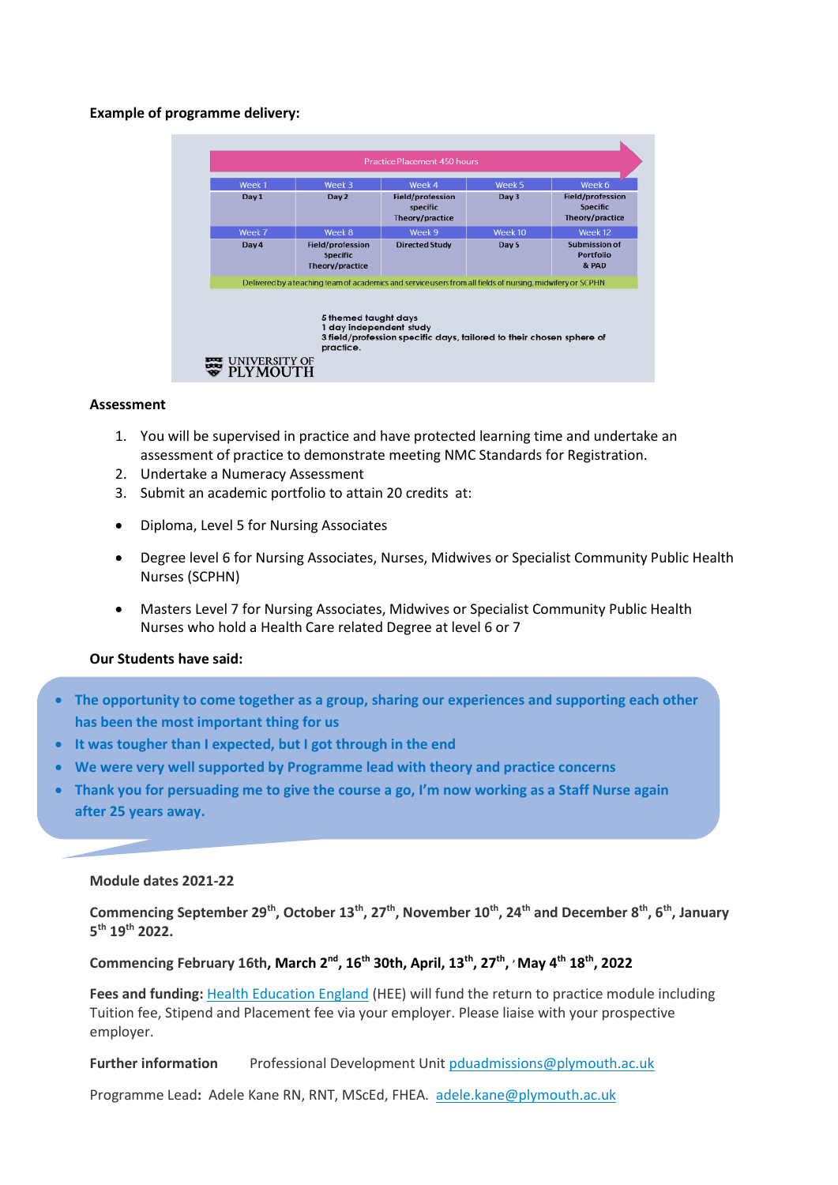**Example of programme delivery:**

Practice Placement 450 hours

| Week 1 | Week 3 | Week 4 | Week 5 | Week 6 |
|---|---|---|---|---|
| Day 1 | Day 2 | Field/profession specific Theory/practice | Day 3 | Field/profession Specific Theory/practice |
| **Week 7** | **Week 8** | **Week 9** | **Week 10** | **Week 12** |
| Day 4 | Field/profession Specific Theory/practice | Directed Study | Day 5 | Submission of Portfolio & PAD |

Delivered by a teaching team of academics and service users from all fields of nursing, midwifery or SCPHN

5 themed taught days
1 day independent study
3 field/profession specific days, tailored to their chosen sphere of practice.

UNIVERSITY OF PLYMOUTH

**Assessment**

1. You will be supervised in practice and have protected learning time and undertake an assessment of practice to demonstrate meeting NMC Standards for Registration.
2. Undertake a Numeracy Assessment
3. Submit an academic portfolio to attain 20 credits at:

- Diploma, Level 5 for Nursing Associates
- Degree level 6 for Nursing Associates, Nurses, Midwives or Specialist Community Public Health Nurses (SCPHN)
- Masters Level 7 for Nursing Associates, Midwives or Specialist Community Public Health Nurses who hold a Health Care related Degree at level 6 or 7

**Our Students have said:**

- **The opportunity to come together as a group, sharing our experiences and supporting each other has been the most important thing for us**
- **It was tougher than I expected, but I got through in the end**
- **We were very well supported by Programme lead with theory and practice concerns**
- **Thank you for persuading me to give the course a go, I'm now working as a Staff Nurse again after 25 years away.**

**Module dates 2021-22**

**Commencing September 29th, October 13th, 27th, November 10th, 24th and December 8th, 6th, January 5th 19th 2022.**

**Commencing February 16th, March 2nd, 16th 30th, April, 13th, 27th, ' May 4th 18th, 2022**

**Fees and funding:** Health Education England (HEE) will fund the return to practice module including Tuition fee, Stipend and Placement fee via your employer. Please liaise with your prospective employer.

**Further information** Professional Development Unit pduadmissions@plymouth.ac.uk

Programme Lead**:** Adele Kane RN, RNT, MScEd, FHEA. adele.kane@plymouth.ac.uk